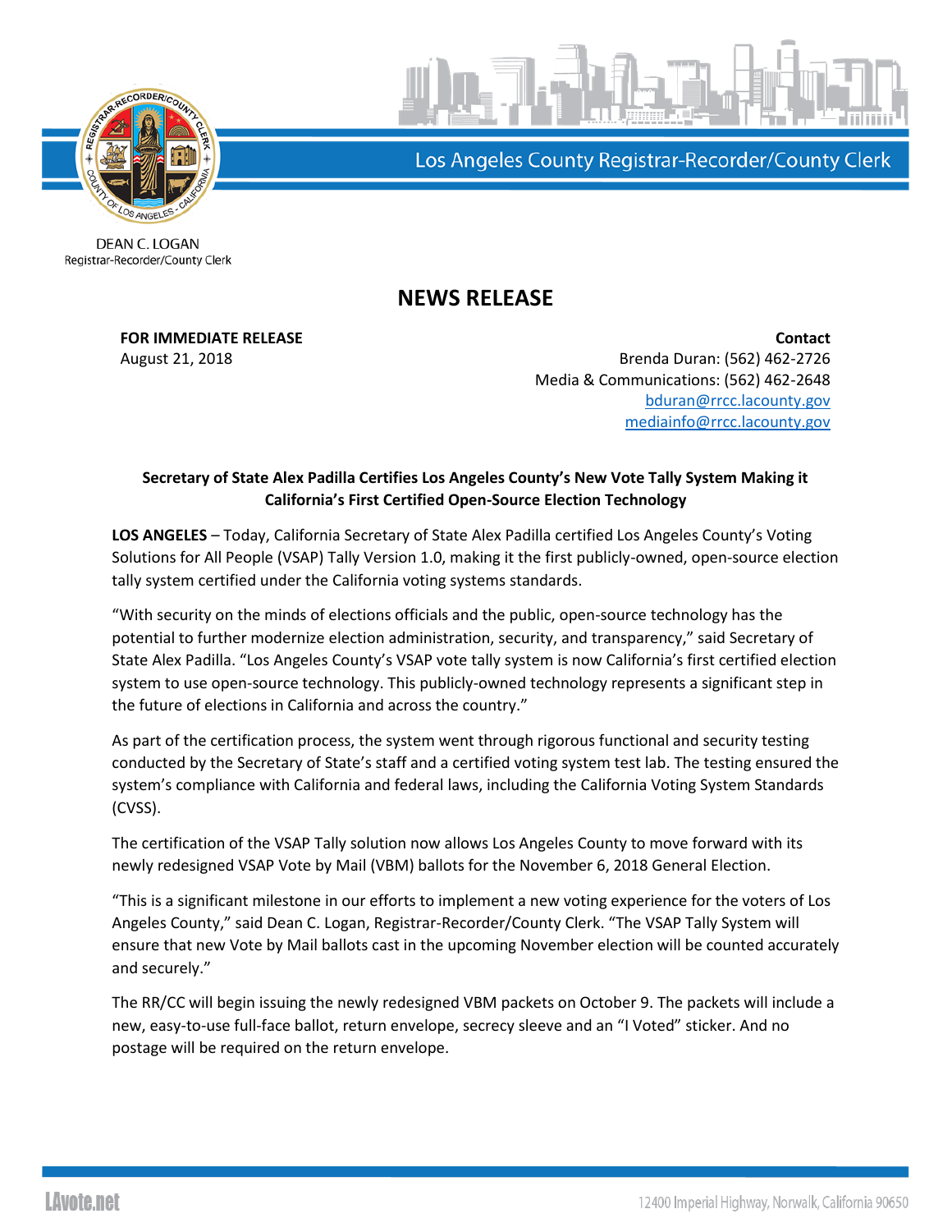Los Angeles County Registrar-Recorder/County Clerk

DEAN C. LOGAN
Registrar-Recorder/County Clerk

# NEWS RELEASE

**FOR IMMEDIATE RELEASE**
August 21, 2018

**Contact**
Brenda Duran: (562) 462-2726
Media & Communications: (562) 462-2648
bduran@rrcc.lacounty.gov
mediainfo@rrcc.lacounty.gov

**Secretary of State Alex Padilla Certifies Los Angeles County's New Vote Tally System Making it California's First Certified Open-Source Election Technology**

**LOS ANGELES** – Today, California Secretary of State Alex Padilla certified Los Angeles County's Voting Solutions for All People (VSAP) Tally Version 1.0, making it the first publicly-owned, open-source election tally system certified under the California voting systems standards.

"With security on the minds of elections officials and the public, open-source technology has the potential to further modernize election administration, security, and transparency," said Secretary of State Alex Padilla. "Los Angeles County's VSAP vote tally system is now California's first certified election system to use open-source technology. This publicly-owned technology represents a significant step in the future of elections in California and across the country."

As part of the certification process, the system went through rigorous functional and security testing conducted by the Secretary of State's staff and a certified voting system test lab. The testing ensured the system's compliance with California and federal laws, including the California Voting System Standards (CVSS).

The certification of the VSAP Tally solution now allows Los Angeles County to move forward with its newly redesigned VSAP Vote by Mail (VBM) ballots for the November 6, 2018 General Election.

"This is a significant milestone in our efforts to implement a new voting experience for the voters of Los Angeles County," said Dean C. Logan, Registrar-Recorder/County Clerk. "The VSAP Tally System will ensure that new Vote by Mail ballots cast in the upcoming November election will be counted accurately and securely."

The RR/CC will begin issuing the newly redesigned VBM packets on October 9. The packets will include a new, easy-to-use full-face ballot, return envelope, secrecy sleeve and an "I Voted" sticker. And no postage will be required on the return envelope.

LAvote.net

12400 Imperial Highway, Norwalk, California 90650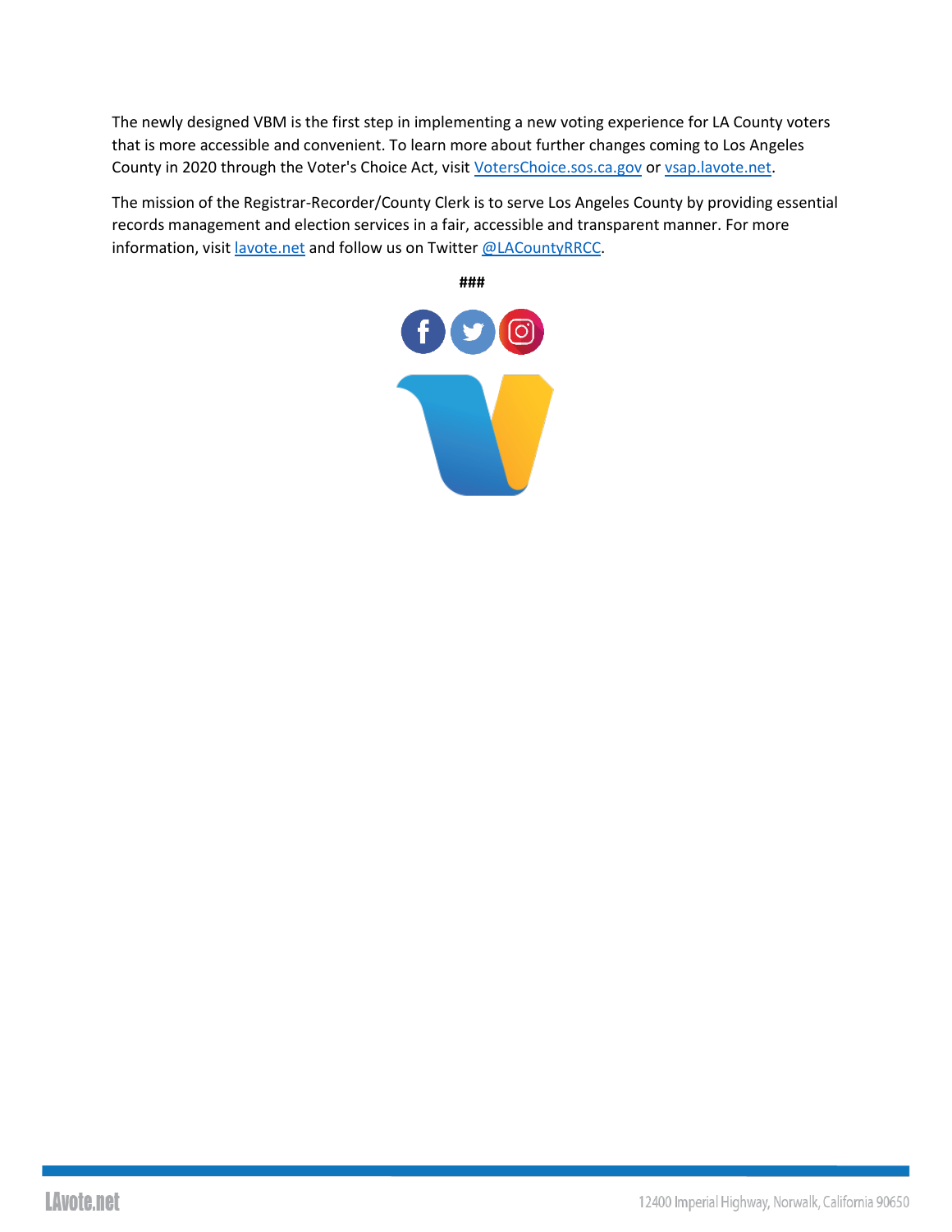The newly designed VBM is the first step in implementing a new voting experience for LA County voters that is more accessible and convenient. To learn more about further changes coming to Los Angeles County in 2020 through the Voter's Choice Act, visit [VotersChoice.sos.ca.gov](VotersChoice.sos.ca.gov) or [vsap.lavote.net](vsap.lavote.net).

The mission of the Registrar-Recorder/County Clerk is to serve Los Angeles County by providing essential records management and election services in a fair, accessible and transparent manner. For more information, visit [lavote.net](lavote.net) and follow us on Twitter [@LACountyRRCC](@LACountyRRCC).

###

LAvote.net

12400 Imperial Highway, Norwalk, California 90650